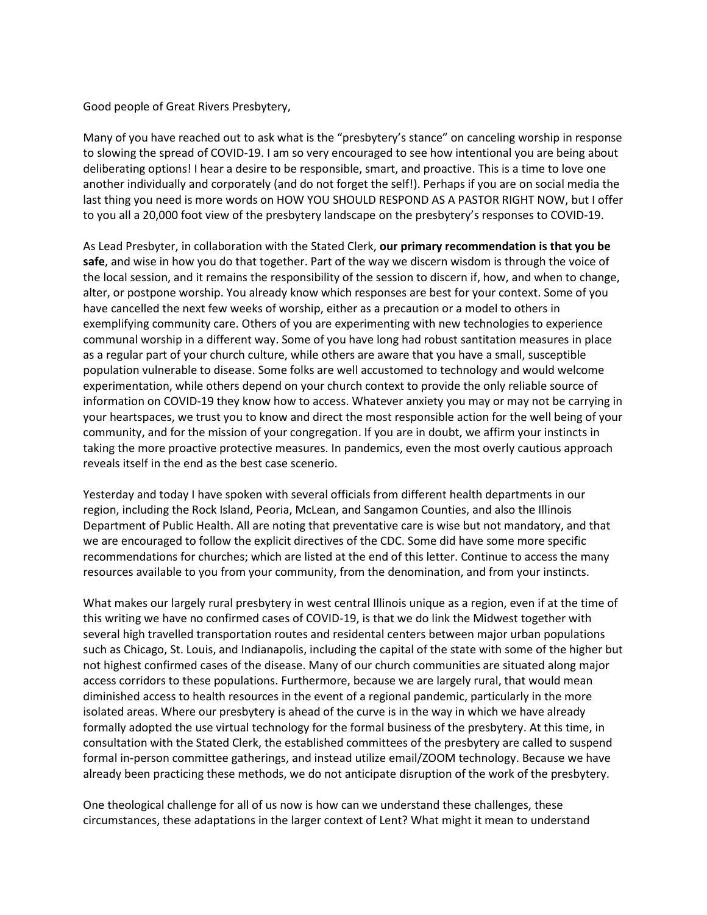Good people of Great Rivers Presbytery,

Many of you have reached out to ask what is the "presbytery's stance" on canceling worship in response to slowing the spread of COVID-19. I am so very encouraged to see how intentional you are being about deliberating options! I hear a desire to be responsible, smart, and proactive. This is a time to love one another individually and corporately (and do not forget the self!). Perhaps if you are on social media the last thing you need is more words on HOW YOU SHOULD RESPOND AS A PASTOR RIGHT NOW, but I offer to you all a 20,000 foot view of the presbytery landscape on the presbytery's responses to COVID-19.

As Lead Presbyter, in collaboration with the Stated Clerk, **our primary recommendation is that you be safe**, and wise in how you do that together. Part of the way we discern wisdom is through the voice of the local session, and it remains the responsibility of the session to discern if, how, and when to change, alter, or postpone worship. You already know which responses are best for your context. Some of you have cancelled the next few weeks of worship, either as a precaution or a model to others in exemplifying community care. Others of you are experimenting with new technologies to experience communal worship in a different way. Some of you have long had robust santitation measures in place as a regular part of your church culture, while others are aware that you have a small, susceptible population vulnerable to disease. Some folks are well accustomed to technology and would welcome experimentation, while others depend on your church context to provide the only reliable source of information on COVID-19 they know how to access. Whatever anxiety you may or may not be carrying in your heartspaces, we trust you to know and direct the most responsible action for the well being of your community, and for the mission of your congregation. If you are in doubt, we affirm your instincts in taking the more proactive protective measures. In pandemics, even the most overly cautious approach reveals itself in the end as the best case scenerio.

Yesterday and today I have spoken with several officials from different health departments in our region, including the Rock Island, Peoria, McLean, and Sangamon Counties, and also the Illinois Department of Public Health. All are noting that preventative care is wise but not mandatory, and that we are encouraged to follow the explicit directives of the CDC. Some did have some more specific recommendations for churches; which are listed at the end of this letter. Continue to access the many resources available to you from your community, from the denomination, and from your instincts.

What makes our largely rural presbytery in west central Illinois unique as a region, even if at the time of this writing we have no confirmed cases of COVID-19, is that we do link the Midwest together with several high travelled transportation routes and residental centers between major urban populations such as Chicago, St. Louis, and Indianapolis, including the capital of the state with some of the higher but not highest confirmed cases of the disease. Many of our church communities are situated along major access corridors to these populations. Furthermore, because we are largely rural, that would mean diminished access to health resources in the event of a regional pandemic, particularly in the more isolated areas. Where our presbytery is ahead of the curve is in the way in which we have already formally adopted the use virtual technology for the formal business of the presbytery. At this time, in consultation with the Stated Clerk, the established committees of the presbytery are called to suspend formal in-person committee gatherings, and instead utilize email/ZOOM technology. Because we have already been practicing these methods, we do not anticipate disruption of the work of the presbytery.

One theological challenge for all of us now is how can we understand these challenges, these circumstances, these adaptations in the larger context of Lent? What might it mean to understand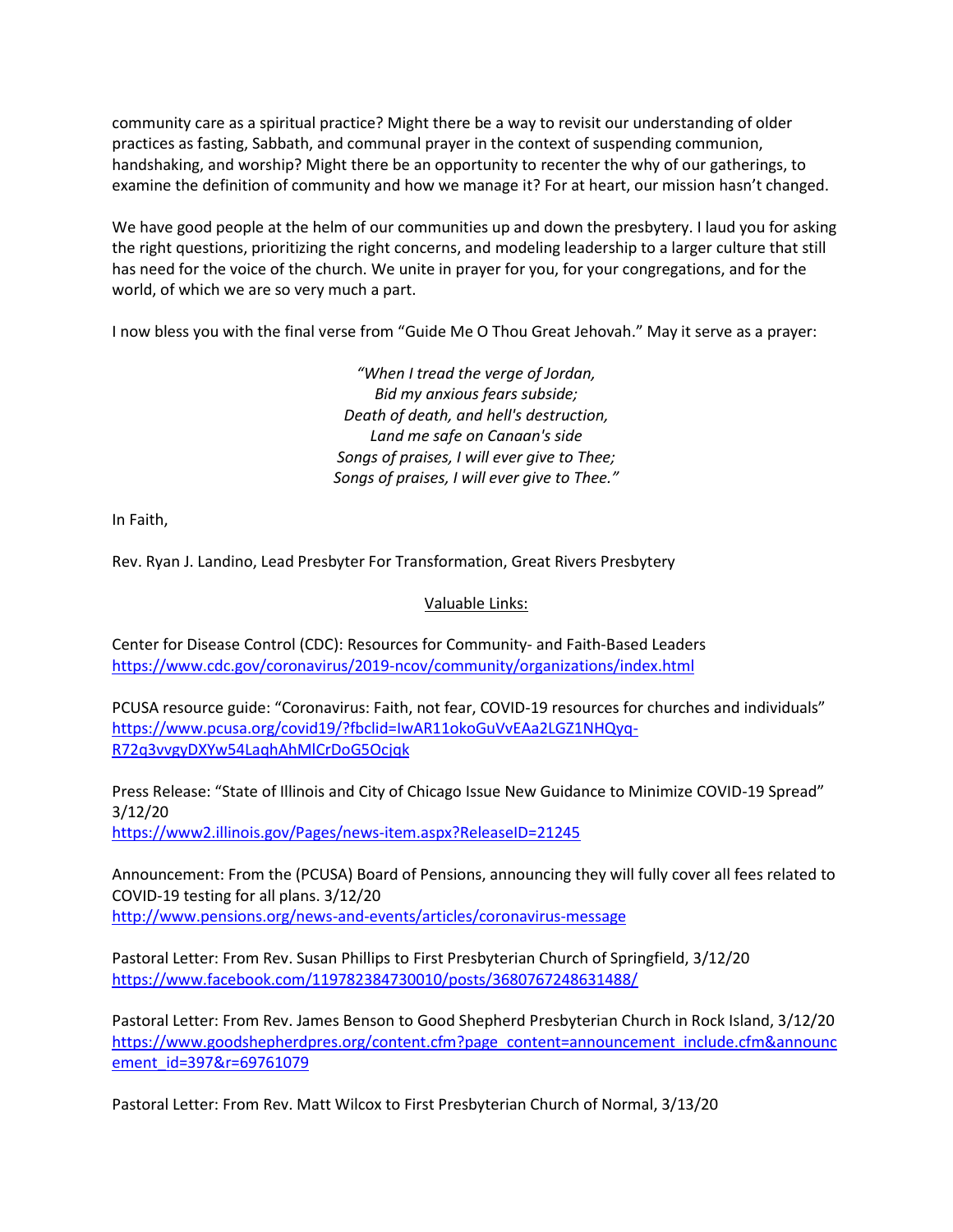community care as a spiritual practice? Might there be a way to revisit our understanding of older practices as fasting, Sabbath, and communal prayer in the context of suspending communion, handshaking, and worship? Might there be an opportunity to recenter the why of our gatherings, to examine the definition of community and how we manage it? For at heart, our mission hasn't changed.

We have good people at the helm of our communities up and down the presbytery. I laud you for asking the right questions, prioritizing the right concerns, and modeling leadership to a larger culture that still has need for the voice of the church. We unite in prayer for you, for your congregations, and for the world, of which we are so very much a part.

I now bless you with the final verse from "Guide Me O Thou Great Jehovah." May it serve as a prayer:

*"When I tread the verge of Jordan,*
*Bid my anxious fears subside;*
*Death of death, and hell's destruction,*
*Land me safe on Canaan's side*
*Songs of praises, I will ever give to Thee;*
*Songs of praises, I will ever give to Thee."*

In Faith,

Rev. Ryan J. Landino, Lead Presbyter For Transformation, Great Rivers Presbytery

<u>Valuable Links:</u>

Center for Disease Control (CDC): Resources for Community- and Faith-Based Leaders
https://www.cdc.gov/coronavirus/2019-ncov/community/organizations/index.html

PCUSA resource guide: "Coronavirus: Faith, not fear, COVID-19 resources for churches and individuals"
https://www.pcusa.org/covid19/?fbclid=IwAR11okoGuVvEAa2LGZ1NHQyq-R72q3vvgyDXYw54LaqhAhMlCrDoG5Ocjqk

Press Release: "State of Illinois and City of Chicago Issue New Guidance to Minimize COVID-19 Spread" 3/12/20
https://www2.illinois.gov/Pages/news-item.aspx?ReleaseID=21245

Announcement: From the (PCUSA) Board of Pensions, announcing they will fully cover all fees related to COVID-19 testing for all plans. 3/12/20
http://www.pensions.org/news-and-events/articles/coronavirus-message

Pastoral Letter: From Rev. Susan Phillips to First Presbyterian Church of Springfield, 3/12/20
https://www.facebook.com/119782384730010/posts/3680767248631488/

Pastoral Letter: From Rev. James Benson to Good Shepherd Presbyterian Church in Rock Island, 3/12/20
https://www.goodshepherdpres.org/content.cfm?page_content=announcement_include.cfm&announcement_id=397&r=69761079

Pastoral Letter: From Rev. Matt Wilcox to First Presbyterian Church of Normal, 3/13/20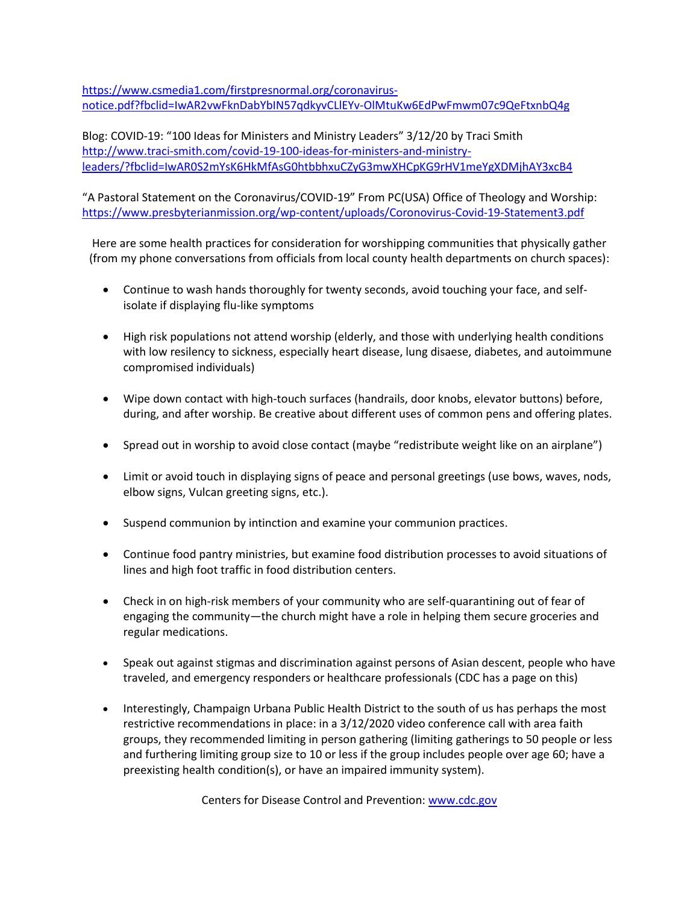https://www.csmedia1.com/firstpresnormal.org/coronavirus-notice.pdf?fbclid=IwAR2vwFknDabYbIN57qdkyvCLlEYv-OlMtuKw6EdPwFmwm07c9QeFtxnbQ4g

Blog: COVID-19: "100 Ideas for Ministers and Ministry Leaders" 3/12/20 by Traci Smith
http://www.traci-smith.com/covid-19-100-ideas-for-ministers-and-ministry-leaders/?fbclid=IwAR0S2mYsK6HkMfAsG0htbbhxuCZyG3mwXHCpKG9rHV1meYgXDMjhAY3xcB4

"A Pastoral Statement on the Coronavirus/COVID-19" From PC(USA) Office of Theology and Worship:
https://www.presbyterianmission.org/wp-content/uploads/Coronovirus-Covid-19-Statement3.pdf

Here are some health practices for consideration for worshipping communities that physically gather (from my phone conversations from officials from local county health departments on church spaces):

- Continue to wash hands thoroughly for twenty seconds, avoid touching your face, and self-isolate if displaying flu-like symptoms

- High risk populations not attend worship (elderly, and those with underlying health conditions with low resiliency to sickness, especially heart disease, lung disaese, diabetes, and autoimmune compromised individuals)

- Wipe down contact with high-touch surfaces (handrails, door knobs, elevator buttons) before, during, and after worship. Be creative about different uses of common pens and offering plates.

- Spread out in worship to avoid close contact (maybe "redistribute weight like on an airplane")

- Limit or avoid touch in displaying signs of peace and personal greetings (use bows, waves, nods, elbow signs, Vulcan greeting signs, etc.).

- Suspend communion by intinction and examine your communion practices.

- Continue food pantry ministries, but examine food distribution processes to avoid situations of lines and high foot traffic in food distribution centers.

- Check in on high-risk members of your community who are self-quarantining out of fear of engaging the community—the church might have a role in helping them secure groceries and regular medications.

- Speak out against stigmas and discrimination against persons of Asian descent, people who have traveled, and emergency responders or healthcare professionals (CDC has a page on this)

- Interestingly, Champaign Urbana Public Health District to the south of us has perhaps the most restrictive recommendations in place: in a 3/12/2020 video conference call with area faith groups, they recommended limiting in person gathering (limiting gatherings to 50 people or less and furthering limiting group size to 10 or less if the group includes people over age 60; have a preexisting health condition(s), or have an impaired immunity system).

Centers for Disease Control and Prevention: www.cdc.gov